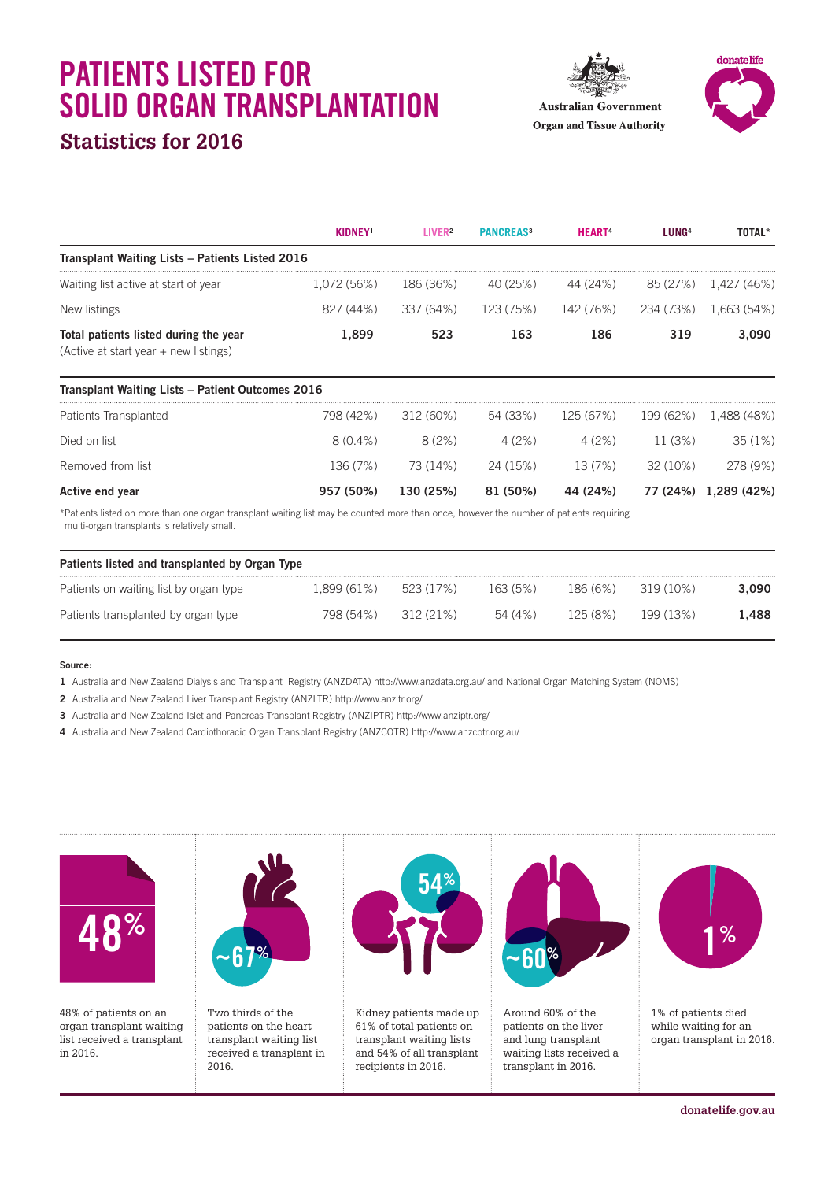# PATIENTS LISTED FOR SOLID ORGAN TRANSPLANTATION

## Statistics for 2016

Australian Government
Organ and Tissue Authority

donatelife

| | KIDNEY[1] | LIVER[2] | PANCREAS[3] | HEART[4] | LUNG[4] | TOTAL* |
|---|---|---|---|---|---|---|
| **Transplant Waiting Lists – Patients Listed 2016** | | | | | | |
| Waiting list active at start of year | 1,072 (56%) | 186 (36%) | 40 (25%) | 44 (24%) | 85 (27%) | 1,427 (46%) |
| New listings | 827 (44%) | 337 (64%) | 123 (75%) | 142 (76%) | 234 (73%) | 1,663 (54%) |
| **Total patients listed during the year** (Active at start year + new listings) | **1,899** | **523** | **163** | **186** | **319** | **3,090** |
| **Transplant Waiting Lists – Patient Outcomes 2016** | | | | | | |
| Patients Transplanted | 798 (42%) | 312 (60%) | 54 (33%) | 125 (67%) | 199 (62%) | 1,488 (48%) |
| Died on list | 8 (0.4%) | 8 (2%) | 4 (2%) | 4 (2%) | 11 (3%) | 35 (1%) |
| Removed from list | 136 (7%) | 73 (14%) | 24 (15%) | 13 (7%) | 32 (10%) | 278 (9%) |
| **Active end year** | **957 (50%)** | **130 (25%)** | **81 (50%)** | **44 (24%)** | **77 (24%)** | **1,289 (42%)** |

*Patients listed on more than one organ transplant waiting list may be counted more than once, however the number of patients requiring multi-organ transplants is relatively small.

| **Patients listed and transplanted by Organ Type** | | | | | | |
|---|---|---|---|---|---|---|
| Patients on waiting list by organ type | 1,899 (61%) | 523 (17%) | 163 (5%) | 186 (6%) | 319 (10%) | **3,090** |
| Patients transplanted by organ type | 798 (54%) | 312 (21%) | 54 (4%) | 125 (8%) | 199 (13%) | **1,488** |

**Source:**

1 Australia and New Zealand Dialysis and Transplant Registry (ANZDATA) http://www.anzdata.org.au/ and National Organ Matching System (NOMS)

2 Australia and New Zealand Liver Transplant Registry (ANZLTR) http://www.anzltr.org/

3 Australia and New Zealand Islet and Pancreas Transplant Registry (ANZIPTR) http://www.anziptr.org/

4 Australia and New Zealand Cardiothoracic Organ Transplant Registry (ANZCOTR) http://www.anzcotr.org.au/

**48%**

48% of patients on an organ transplant waiting list received a transplant in 2016.

**~67%**

Two thirds of the patients on the heart transplant waiting list received a transplant in 2016.

**54%**

Kidney patients made up 61% of total patients on transplant waiting lists and 54% of all transplant recipients in 2016.

**~60%**

Around 60% of the patients on the liver and lung transplant waiting lists received a transplant in 2016.

**1%**

1% of patients died while waiting for an organ transplant in 2016.

donatelife.gov.au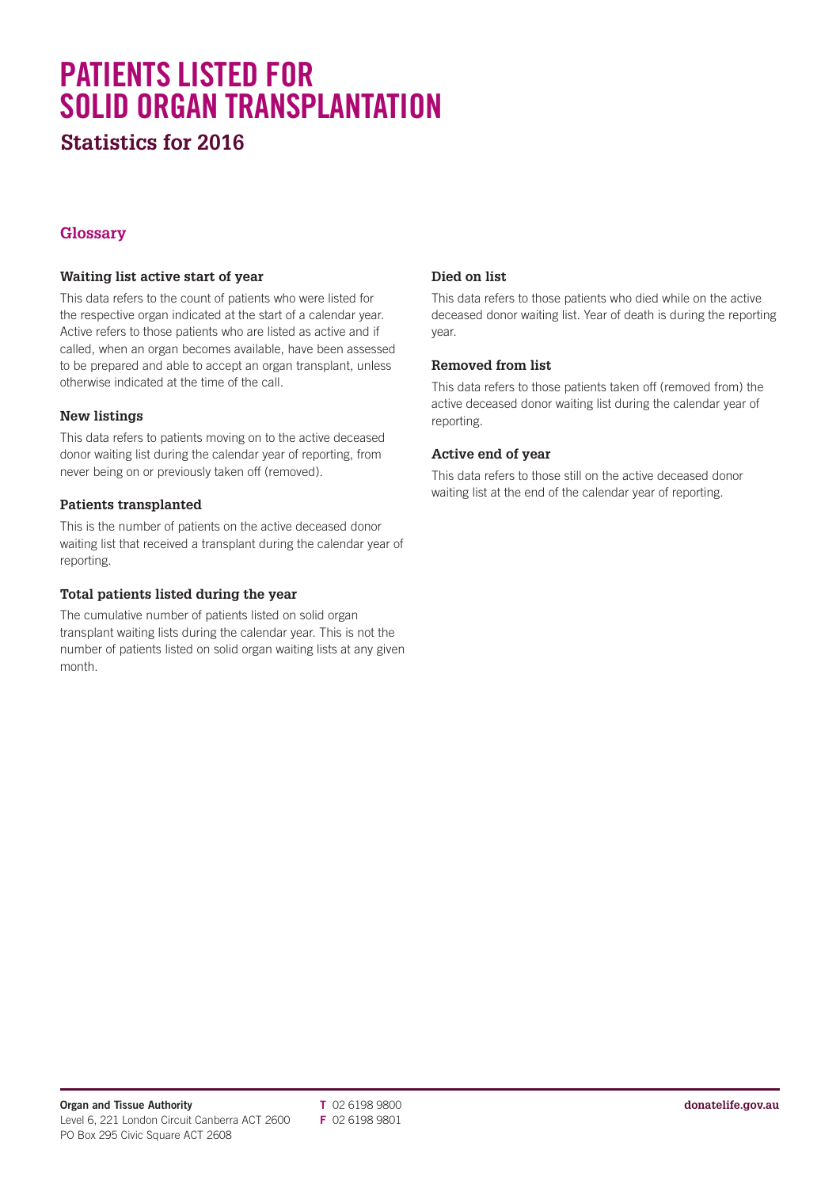# PATIENTS LISTED FOR SOLID ORGAN TRANSPLANTATION

## Statistics for 2016

### Glossary

**Waiting list active start of year**

This data refers to the count of patients who were listed for the respective organ indicated at the start of a calendar year. Active refers to those patients who are listed as active and if called, when an organ becomes available, have been assessed to be prepared and able to accept an organ transplant, unless otherwise indicated at the time of the call.

**New listings**

This data refers to patients moving on to the active deceased donor waiting list during the calendar year of reporting, from never being on or previously taken off (removed).

**Patients transplanted**

This is the number of patients on the active deceased donor waiting list that received a transplant during the calendar year of reporting.

**Total patients listed during the year**

The cumulative number of patients listed on solid organ transplant waiting lists during the calendar year. This is not the number of patients listed on solid organ waiting lists at any given month.

**Died on list**

This data refers to those patients who died while on the active deceased donor waiting list. Year of death is during the reporting year.

**Removed from list**

This data refers to those patients taken off (removed from) the active deceased donor waiting list during the calendar year of reporting.

**Active end of year**

This data refers to those still on the active deceased donor waiting list at the end of the calendar year of reporting.

**Organ and Tissue Authority**
Level 6, 221 London Circuit Canberra ACT 2600
PO Box 295 Civic Square ACT 2608

**T** 02 6198 9800
**F** 02 6198 9801

**donatelife.gov.au**